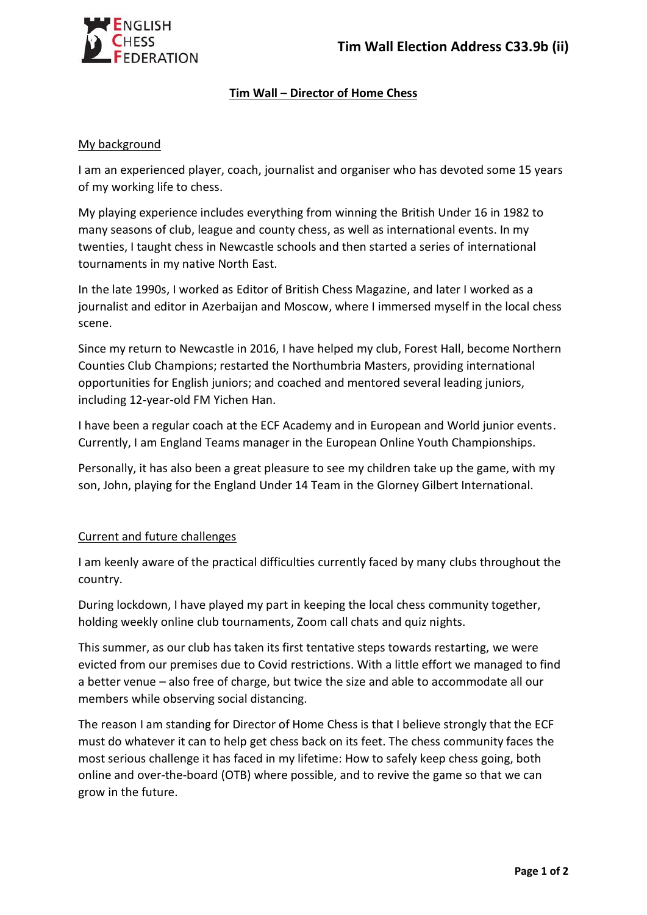# Tim Wall Election Address C33.9b (ii)

## Tim Wall – Director of Home Chess

### My background

I am an experienced player, coach, journalist and organiser who has devoted some 15 years of my working life to chess.

My playing experience includes everything from winning the British Under 16 in 1982 to many seasons of club, league and county chess, as well as international events. In my twenties, I taught chess in Newcastle schools and then started a series of international tournaments in my native North East.

In the late 1990s, I worked as Editor of British Chess Magazine, and later I worked as a journalist and editor in Azerbaijan and Moscow, where I immersed myself in the local chess scene.

Since my return to Newcastle in 2016, I have helped my club, Forest Hall, become Northern Counties Club Champions; restarted the Northumbria Masters, providing international opportunities for English juniors; and coached and mentored several leading juniors, including 12-year-old FM Yichen Han.

I have been a regular coach at the ECF Academy and in European and World junior events. Currently, I am England Teams manager in the European Online Youth Championships.

Personally, it has also been a great pleasure to see my children take up the game, with my son, John, playing for the England Under 14 Team in the Glorney Gilbert International.

### Current and future challenges

I am keenly aware of the practical difficulties currently faced by many clubs throughout the country.

During lockdown, I have played my part in keeping the local chess community together, holding weekly online club tournaments, Zoom call chats and quiz nights.

This summer, as our club has taken its first tentative steps towards restarting, we were evicted from our premises due to Covid restrictions. With a little effort we managed to find a better venue – also free of charge, but twice the size and able to accommodate all our members while observing social distancing.

The reason I am standing for Director of Home Chess is that I believe strongly that the ECF must do whatever it can to help get chess back on its feet. The chess community faces the most serious challenge it has faced in my lifetime: How to safely keep chess going, both online and over-the-board (OTB) where possible, and to revive the game so that we can grow in the future.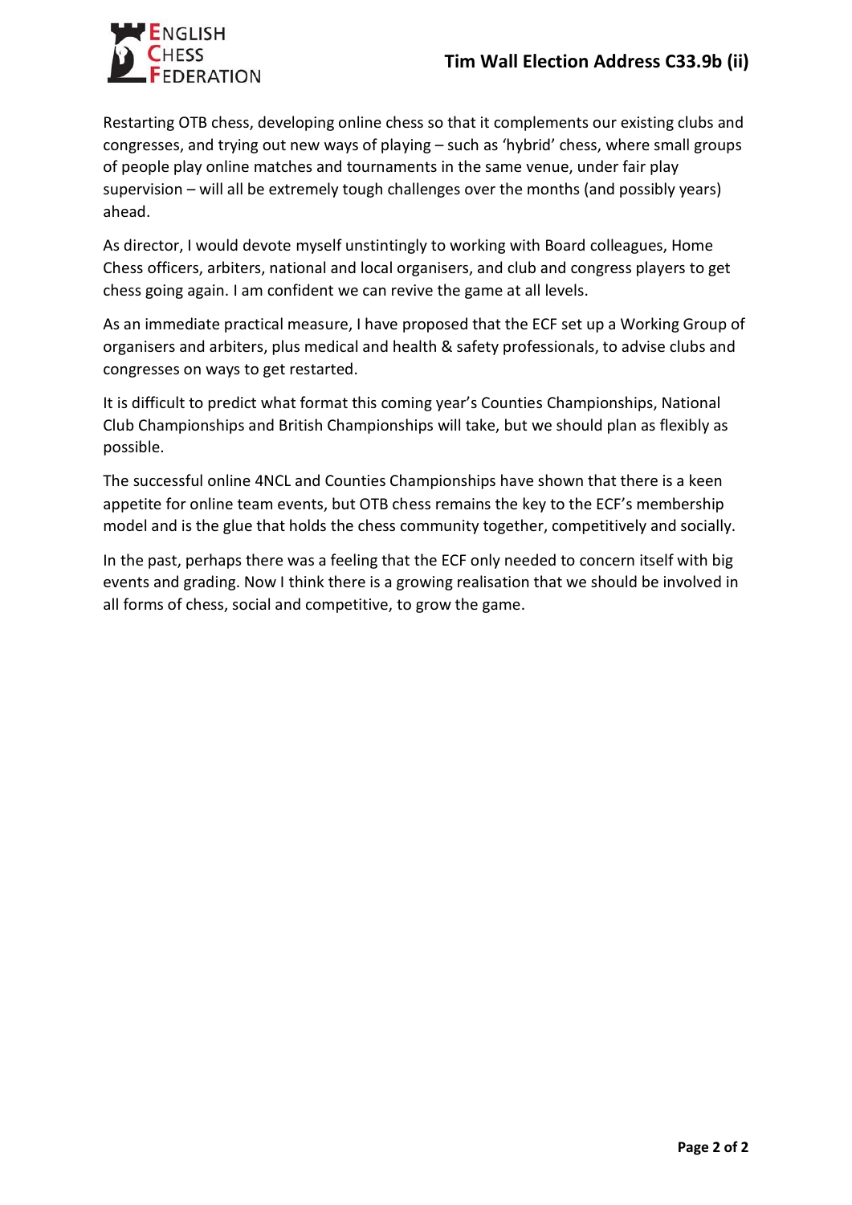Restarting OTB chess, developing online chess so that it complements our existing clubs and congresses, and trying out new ways of playing – such as 'hybrid' chess, where small groups of people play online matches and tournaments in the same venue, under fair play supervision – will all be extremely tough challenges over the months (and possibly years) ahead.

As director, I would devote myself unstintingly to working with Board colleagues, Home Chess officers, arbiters, national and local organisers, and club and congress players to get chess going again. I am confident we can revive the game at all levels.

As an immediate practical measure, I have proposed that the ECF set up a Working Group of organisers and arbiters, plus medical and health & safety professionals, to advise clubs and congresses on ways to get restarted.

It is difficult to predict what format this coming year's Counties Championships, National Club Championships and British Championships will take, but we should plan as flexibly as possible.

The successful online 4NCL and Counties Championships have shown that there is a keen appetite for online team events, but OTB chess remains the key to the ECF's membership model and is the glue that holds the chess community together, competitively and socially.

In the past, perhaps there was a feeling that the ECF only needed to concern itself with big events and grading. Now I think there is a growing realisation that we should be involved in all forms of chess, social and competitive, to grow the game.